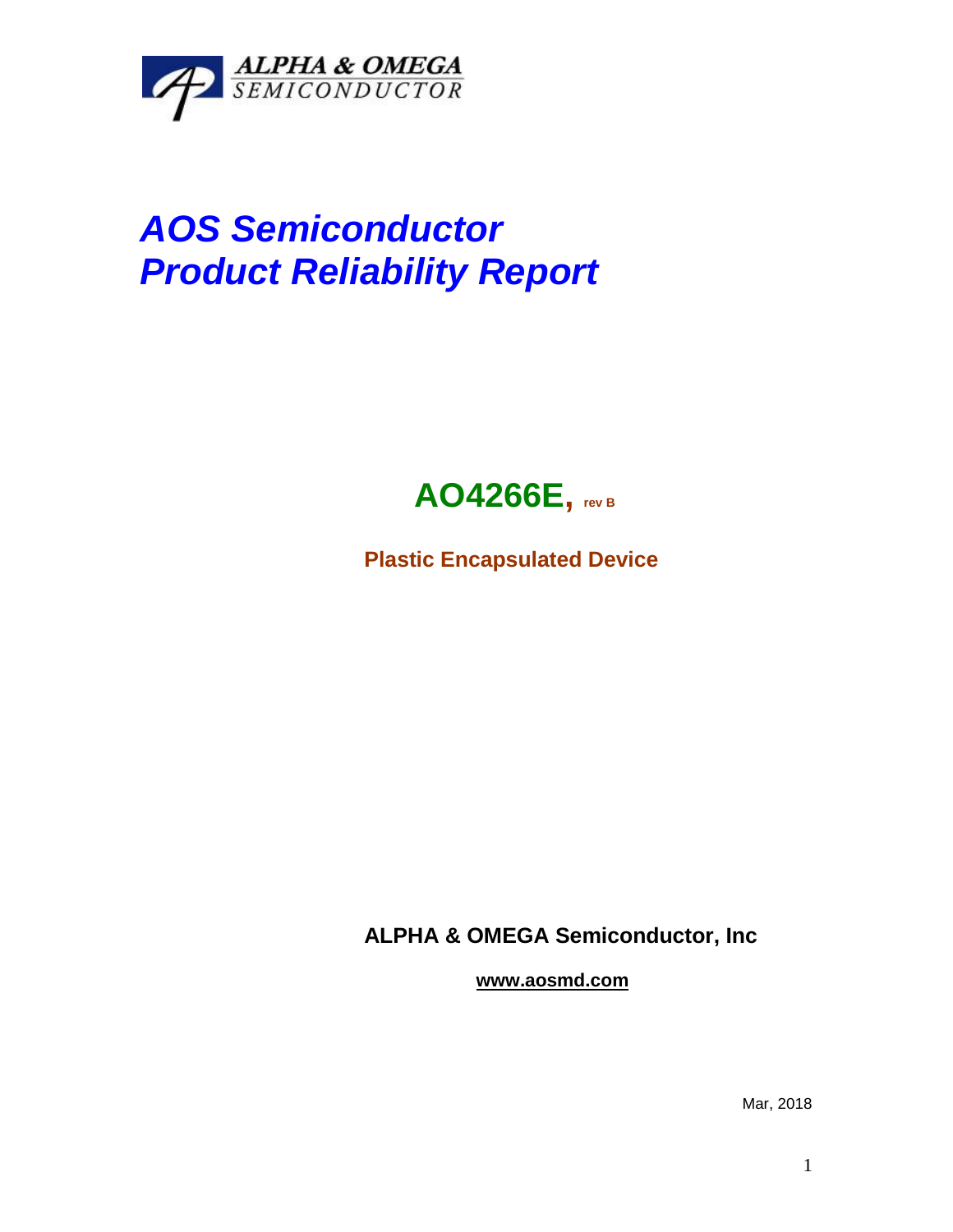ALPHA & OMEGA
SEMICONDUCTOR

# AOS Semiconductor
# Product Reliability Report

## AO4266E, rev B

**Plastic Encapsulated Device**

**ALPHA & OMEGA Semiconductor, Inc**

**www.aosmd.com**

Mar, 2018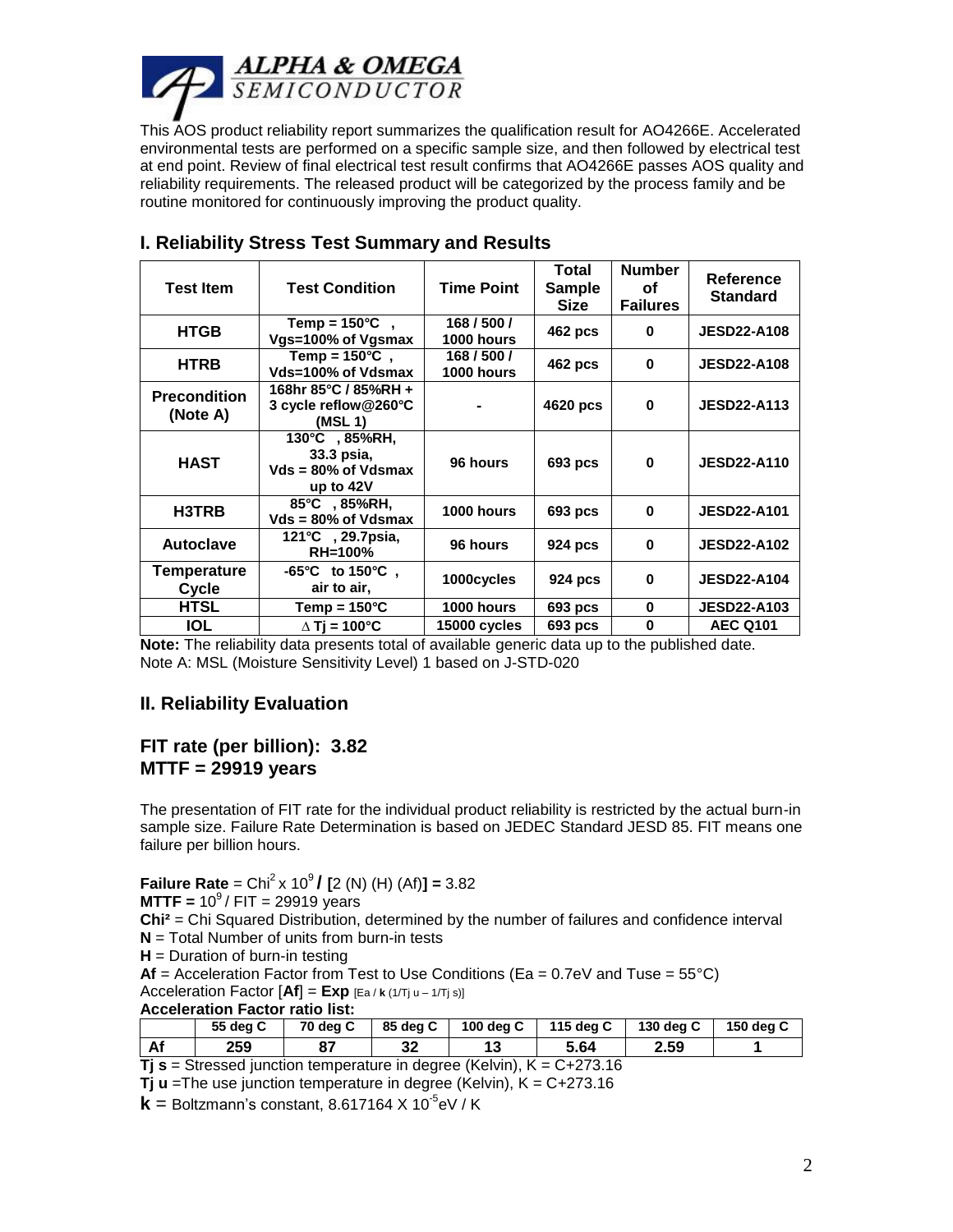This AOS product reliability report summarizes the qualification result for AO4266E. Accelerated environmental tests are performed on a specific sample size, and then followed by electrical test at end point. Review of final electrical test result confirms that AO4266E passes AOS quality and reliability requirements. The released product will be categorized by the process family and be routine monitored for continuously improving the product quality.

## I. Reliability Stress Test Summary and Results

| Test Item | Test Condition | Time Point | Total Sample Size | Number of Failures | Reference Standard |
|---|---|---|---|---|---|
| **HTGB** | **Temp = 150°C , Vgs=100% of Vgsmax** | **168 / 500 / 1000 hours** | **462 pcs** | **0** | **JESD22-A108** |
| **HTRB** | **Temp = 150°C , Vds=100% of Vdsmax** | **168 / 500 / 1000 hours** | **462 pcs** | **0** | **JESD22-A108** |
| **Precondition (Note A)** | **168hr 85°C / 85%RH + 3 cycle reflow@260°C (MSL 1)** | **-** | **4620 pcs** | **0** | **JESD22-A113** |
| **HAST** | **130°C , 85%RH, 33.3 psia, Vds = 80% of Vdsmax up to 42V** | **96 hours** | **693 pcs** | **0** | **JESD22-A110** |
| **H3TRB** | **85°C , 85%RH, Vds = 80% of Vdsmax** | **1000 hours** | **693 pcs** | **0** | **JESD22-A101** |
| **Autoclave** | **121°C , 29.7psia, RH=100%** | **96 hours** | **924 pcs** | **0** | **JESD22-A102** |
| **Temperature Cycle** | **-65°C to 150°C , air to air,** | **1000cycles** | **924 pcs** | **0** | **JESD22-A104** |
| **HTSL** | **Temp = 150°C** | **1000 hours** | **693 pcs** | **0** | **JESD22-A103** |
| **IOL** | **$\Delta$ Tj = 100°C** | **15000 cycles** | **693 pcs** | **0** | **AEC Q101** |

**Note:** The reliability data presents total of available generic data up to the published date.
Note A: MSL (Moisture Sensitivity Level) 1 based on J-STD-020

## II. Reliability Evaluation

### FIT rate (per billion): 3.82
### MTTF = 29919 years

The presentation of FIT rate for the individual product reliability is restricted by the actual burn-in sample size. Failure Rate Determination is based on JEDEC Standard JESD 85. FIT means one failure per billion hours.

**Failure Rate** = $\text{Chi}^2 \times 10^9$ **/ [**2 (N) (H) (Af)**] =** 3.82

**MTTF =** $10^9$ / FIT = 29919 years

**Chi²** = Chi Squared Distribution, determined by the number of failures and confidence interval

**N** = Total Number of units from burn-in tests

**H** = Duration of burn-in testing

**Af** = Acceleration Factor from Test to Use Conditions (Ea = 0.7eV and Tuse = 55°C)

Acceleration Factor [**Af**] = **Exp** [Ea / **k** (1/Tj u – 1/Tj s)]

**Acceleration Factor ratio list:**

| | 55 deg C | 70 deg C | 85 deg C | 100 deg C | 115 deg C | 130 deg C | 150 deg C |
|---|---|---|---|---|---|---|---|
| **Af** | **259** | **87** | **32** | **13** | **5.64** | **2.59** | **1** |

**Tj s** = Stressed junction temperature in degree (Kelvin), K = C+273.16

**Tj u** =The use junction temperature in degree (Kelvin), K = C+273.16

**k** = Boltzmann's constant, $8.617164 \times 10^{-5}$eV / K